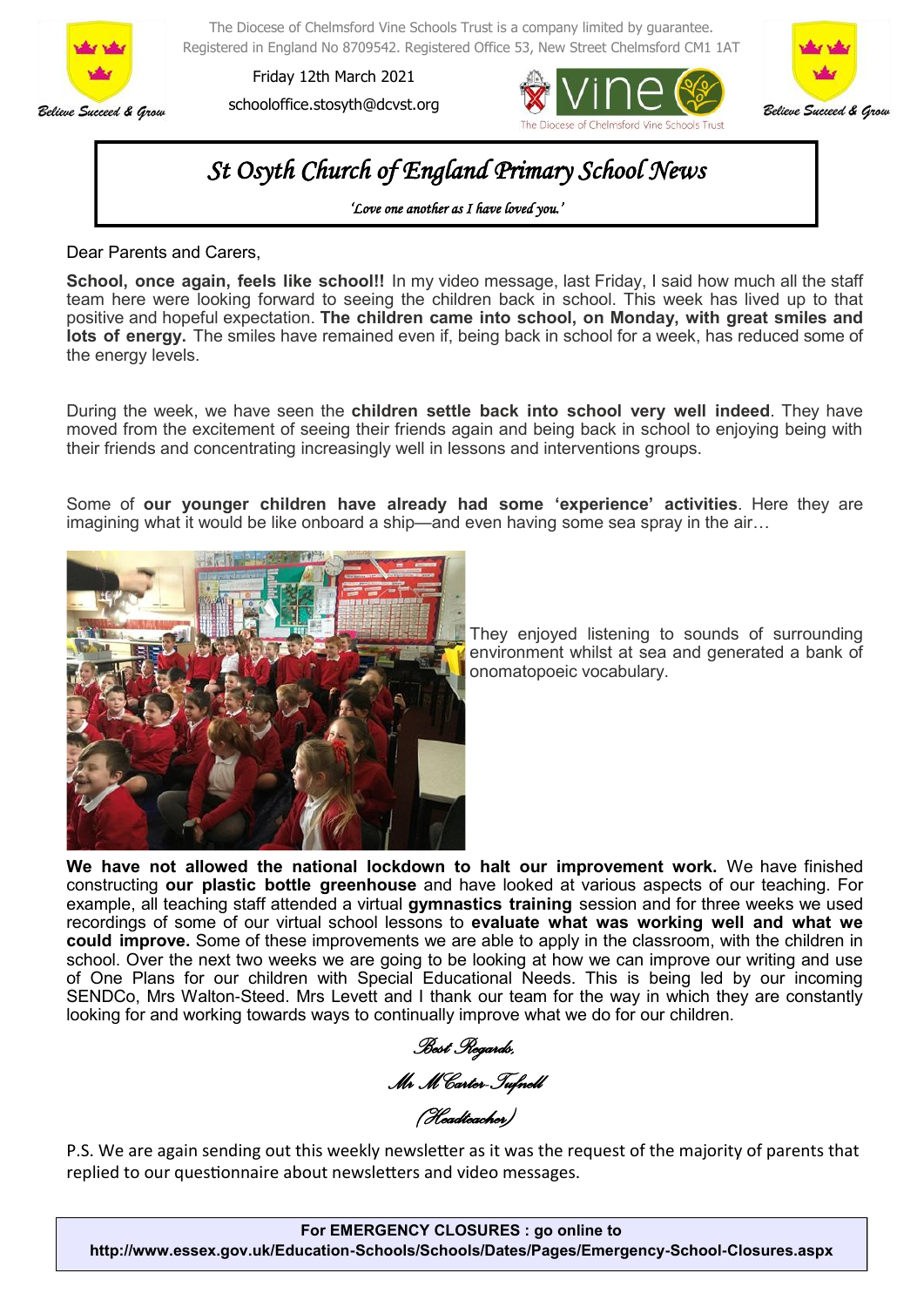The Diocese of Chelmsford Vine Schools Trust is a company limited by guarantee.
Registered in England No 8709542. Registered Office 53, New Street Chelmsford CM1 1AT

Friday 12th March 2021

schooloffice.stosyth@dcvst.org

*Believe Succeed & Grow*

# *St Osyth Church of England Primary School News*

*'Love one another as I have loved you.'*

Dear Parents and Carers,

**School, once again, feels like school!!** In my video message, last Friday, I said how much all the staff team here were looking forward to seeing the children back in school. This week has lived up to that positive and hopeful expectation. **The children came into school, on Monday, with great smiles and lots of energy.** The smiles have remained even if, being back in school for a week, has reduced some of the energy levels.

During the week, we have seen the **children settle back into school very well indeed**. They have moved from the excitement of seeing their friends again and being back in school to enjoying being with their friends and concentrating increasingly well in lessons and interventions groups.

Some of **our younger children have already had some 'experience' activities**. Here they are imagining what it would be like onboard a ship—and even having some sea spray in the air…

They enjoyed listening to sounds of surrounding environment whilst at sea and generated a bank of onomatopoeic vocabulary.

**We have not allowed the national lockdown to halt our improvement work.** We have finished constructing **our plastic bottle greenhouse** and have looked at various aspects of our teaching. For example, all teaching staff attended a virtual **gymnastics training** session and for three weeks we used recordings of some of our virtual school lessons to **evaluate what was working well and what we could improve.** Some of these improvements we are able to apply in the classroom, with the children in school. Over the next two weeks we are going to be looking at how we can improve our writing and use of One Plans for our children with Special Educational Needs. This is being led by our incoming SENDCo, Mrs Walton-Steed. Mrs Levett and I thank our team for the way in which they are constantly looking for and working towards ways to continually improve what we do for our children.

*Best Regards,*

*Mr M Carter-Tufnell*

*(Headteacher)*

P.S. We are again sending out this weekly newsletter as it was the request of the majority of parents that replied to our questionnaire about newsletters and video messages.

**For EMERGENCY CLOSURES : go online to**
**http://www.essex.gov.uk/Education-Schools/Schools/Dates/Pages/Emergency-School-Closures.aspx**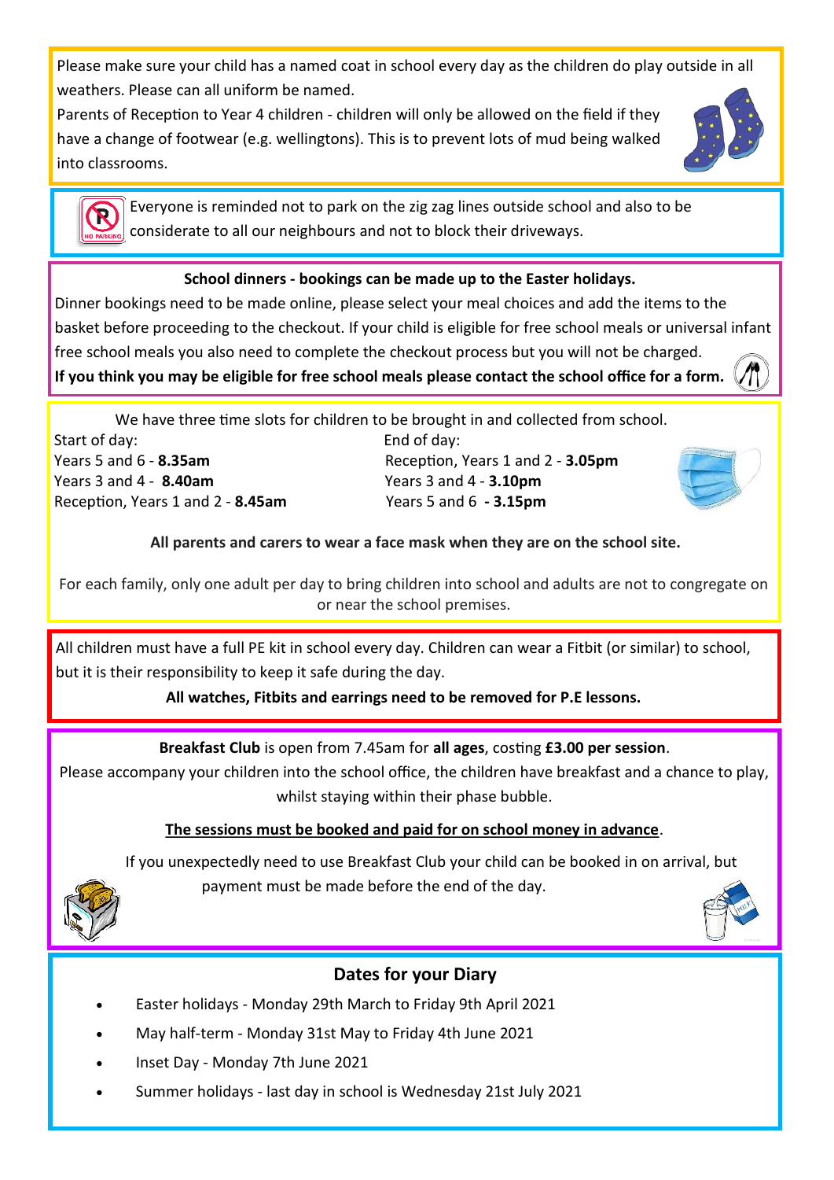Please make sure your child has a named coat in school every day as the children do play outside in all weathers. Please can all uniform be named.

Parents of Reception to Year 4 children - children will only be allowed on the field if they have a change of footwear (e.g. wellingtons). This is to prevent lots of mud being walked into classrooms.

Everyone is reminded not to park on the zig zag lines outside school and also to be considerate to all our neighbours and not to block their driveways.

**School dinners - bookings can be made up to the Easter holidays.**

Dinner bookings need to be made online, please select your meal choices and add the items to the basket before proceeding to the checkout. If your child is eligible for free school meals or universal infant free school meals you also need to complete the checkout process but you will not be charged.

**If you think you may be eligible for free school meals please contact the school office for a form.**

We have three time slots for children to be brought in and collected from school.

Start of day:
Years 5 and 6 - **8.35am**
Years 3 and 4 - **8.40am**
Reception, Years 1 and 2 - **8.45am**

End of day:
Reception, Years 1 and 2 - **3.05pm**
Years 3 and 4 - **3.10pm**
Years 5 and 6 - **3.15pm**

**All parents and carers to wear a face mask when they are on the school site.**

For each family, only one adult per day to bring children into school and adults are not to congregate on or near the school premises.

All children must have a full PE kit in school every day. Children can wear a Fitbit (or similar) to school, but it is their responsibility to keep it safe during the day.

**All watches, Fitbits and earrings need to be removed for P.E lessons.**

**Breakfast Club** is open from 7.45am for **all ages**, costing **£3.00 per session**.

Please accompany your children into the school office, the children have breakfast and a chance to play, whilst staying within their phase bubble.

**The sessions must be booked and paid for on school money in advance**.

If you unexpectedly need to use Breakfast Club your child can be booked in on arrival, but payment must be made before the end of the day.

## Dates for your Diary

- Easter holidays - Monday 29th March to Friday 9th April 2021
- May half-term - Monday 31st May to Friday 4th June 2021
- Inset Day - Monday 7th June 2021
- Summer holidays - last day in school is Wednesday 21st July 2021